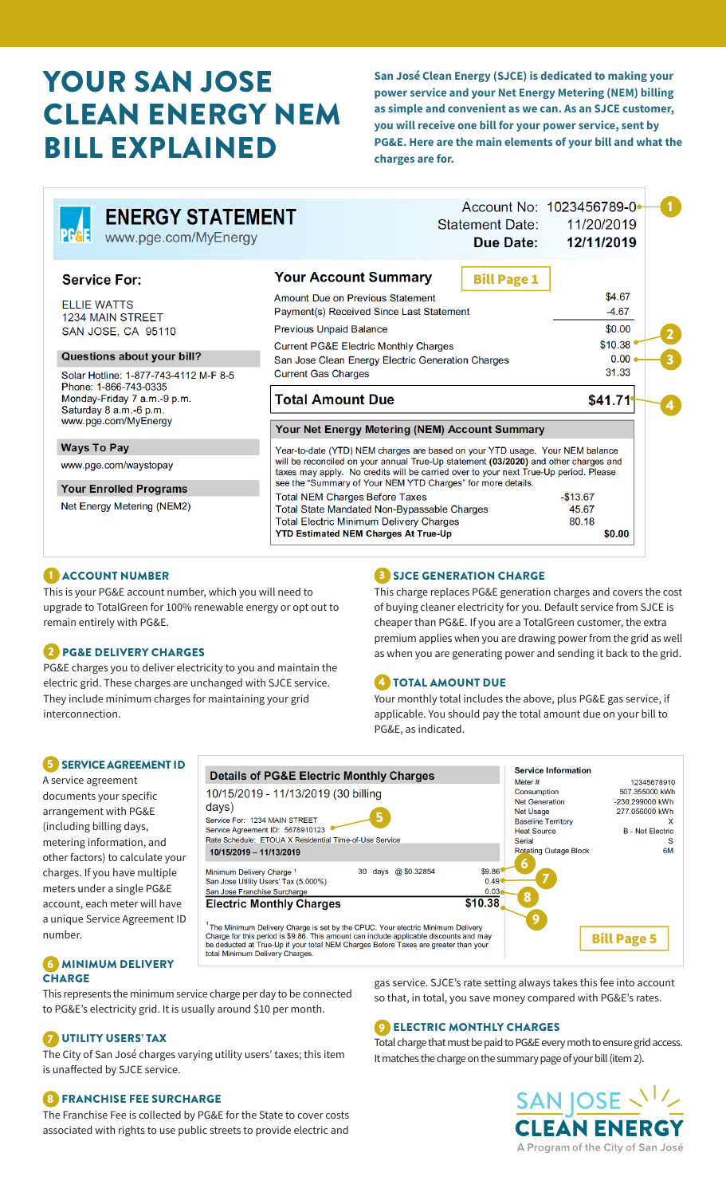# YOUR SAN JOSE CLEAN ENERGY NEM BILL EXPLAINED

**San José Clean Energy (SJCE) is dedicated to making your power service and your Net Energy Metering (NEM) billing as simple and convenient as we can. As an SJCE customer, you will receive one bill for your power service, sent by PG&E. Here are the main elements of your bill and what the charges are for.**

## ENERGY STATEMENT

www.pge.com/MyEnergy

Account No: 1023456789-0 (1)
Statement Date: 11/20/2019
**Due Date: 12/11/2019**

**Service For:**
ELLIE WATTS
1234 MAIN STREET
SAN JOSE, CA 95110

**Questions about your bill?**
Solar Hotline: 1-877-743-4112 M-F 8-5
Phone: 1-866-743-0335
Monday-Friday 7 a.m.-9 p.m.
Saturday 8 a.m.-6 p.m.
www.pge.com/MyEnergy

**Ways To Pay**
www.pge.com/waystopay

**Your Enrolled Programs**
Net Energy Metering (NEM2)

**Your Account Summary** — Bill Page 1

| | |
|---|---|
| Amount Due on Previous Statement | $4.67 |
| Payment(s) Received Since Last Statement | -4.67 |
| Previous Unpaid Balance | $0.00 |
| Current PG&E Electric Monthly Charges | $10.38 (2) |
| San Jose Clean Energy Electric Generation Charges | 0.00 (3) |
| Current Gas Charges | 31.33 |
| **Total Amount Due** | **$41.71** (4) |

**Your Net Energy Metering (NEM) Account Summary**

Year-to-date (YTD) NEM charges are based on your YTD usage. Your NEM balance will be reconciled on your annual True-Up statement **(03/2020)** and other charges and taxes may apply. No credits will be carried over to your next True-Up period. Please see the "Summary of Your NEM YTD Charges" for more details.

| | |
|---|---|
| Total NEM Charges Before Taxes | -$13.67 |
| Total State Mandated Non-Bypassable Charges | 45.67 |
| Total Electric Minimum Delivery Charges | 80.18 |
| **YTD Estimated NEM Charges At True-Up** | **$0.00** |

### 1 ACCOUNT NUMBER

This is your PG&E account number, which you will need to upgrade to TotalGreen for 100% renewable energy or opt out to remain entirely with PG&E.

### 2 PG&E DELIVERY CHARGES

PG&E charges you to deliver electricity to you and maintain the electric grid. These charges are unchanged with SJCE service. They include minimum charges for maintaining your grid interconnection.

### 3 SJCE GENERATION CHARGE

This charge replaces PG&E generation charges and covers the cost of buying cleaner electricity for you. Default service from SJCE is cheaper than PG&E. If you are a TotalGreen customer, the extra premium applies when you are drawing power from the grid as well as when you are generating power and sending it back to the grid.

### 4 TOTAL AMOUNT DUE

Your monthly total includes the above, plus PG&E gas service, if applicable. You should pay the total amount due on your bill to PG&E, as indicated.

**Details of PG&E Electric Monthly Charges**

10/15/2019 - 11/13/2019 (30 billing days)
Service For: 1234 MAIN STREET
Service Agreement ID: 5678910123 (5)
Rate Schedule: ETOUA X Residential Time-of-Use Service

**10/15/2019 – 11/13/2019**

| | | | |
|---|---|---|---|
| Minimum Delivery Charge [1] | 30 days | @ $0.32854 | $9.86 (6) |
| San Jose Utility Users' Tax (5.000%) | | | 0.49 (7) |
| San Jose Franchise Surcharge | | | 0.03 (8) |
| **Electric Monthly Charges** | | | **$10.38** (9) |

[1] The Minimum Delivery Charge is set by the CPUC. Your electric Minimum Delivery Charge for this period is $9.86. This amount can include applicable discounts and may be deducted at True-Up if your total NEM Charges Before Taxes are greater than your total Minimum Delivery Charges.

**Service Information**

| | |
|---|---|
| Meter # | 12345678910 |
| Consumption | 507.355000 kWh |
| Net Generation | -230.299000 kWh |
| Net Usage | 277.056000 kWh |
| Baseline Territory | X |
| Heat Source | B - Not Electric |
| Serial | S |
| Rotating Outage Block | 6M |

Bill Page 5

### 5 SERVICE AGREEMENT ID

A service agreement documents your specific arrangement with PG&E (including billing days, metering information, and other factors) to calculate your charges. If you have multiple meters under a single PG&E account, each meter will have a unique Service Agreement ID number.

### 6 MINIMUM DELIVERY CHARGE

This represents the minimum service charge per day to be connected to PG&E's electricity grid. It is usually around $10 per month.

### 7 UTILITY USERS' TAX

The City of San José charges varying utility users' taxes; this item is unaffected by SJCE service.

### 8 FRANCHISE FEE SURCHARGE

The Franchise Fee is collected by PG&E for the State to cover costs associated with rights to use public streets to provide electric and gas service. SJCE's rate setting always takes this fee into account so that, in total, you save money compared with PG&E's rates.

### 9 ELECTRIC MONTHLY CHARGES

Total charge that must be paid to PG&E every moth to ensure grid access. It matches the charge on the summary page of your bill (item 2).

SAN JOSE CLEAN ENERGY
A Program of the City of San José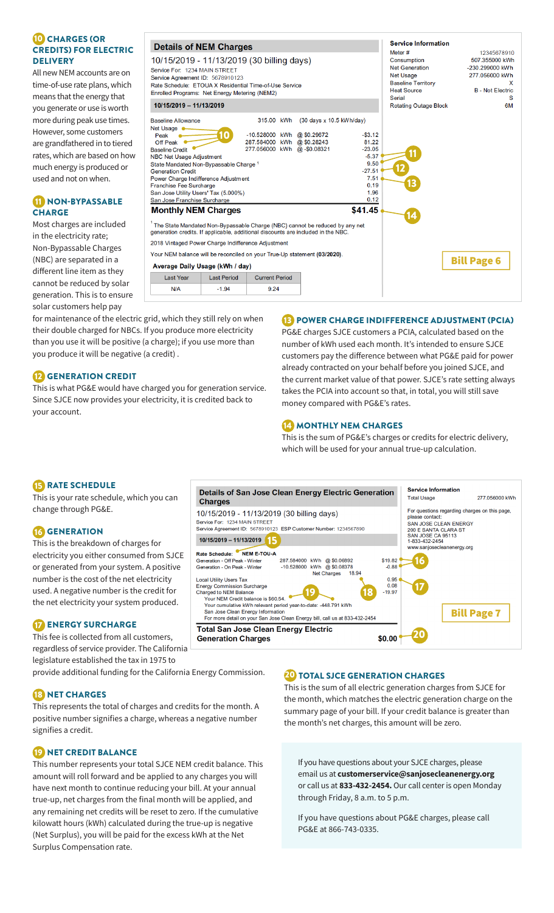## 10 CHARGES (OR CREDITS) FOR ELECTRIC DELIVERY

All new NEM accounts are on time-of-use rate plans, which means that the energy that you generate or use is worth more during peak use times. However, some customers are grandfathered in to tiered rates, which are based on how much energy is produced or used and not on when.

## 11 NON-BYPASSABLE CHARGE

Most charges are included in the electricity rate; Non-Bypassable Charges (NBC) are separated in a different line item as they cannot be reduced by solar generation. This is to ensure solar customers help pay for maintenance of the electric grid, which they still rely on when their double charged for NBCs. If you produce more electricity than you use it will be positive (a charge); if you use more than you produce it will be negative (a credit) .

## 12 GENERATION CREDIT

This is what PG&E would have charged you for generation service. Since SJCE now provides your electricity, it is credited back to your account.

**Details of NEM Charges**

10/15/2019 - 11/13/2019 (30 billing days)

Service For: 1234 MAIN STREET
Service Agreement ID: 5678910123
Rate Schedule: ETOUA X Residential Time-of-Use Service
Enrolled Programs: Net Energy Metering (NEM2)

**10/15/2019 – 11/13/2019**

| | | | |
|---|---|---|---|
| Baseline Allowance | 315.00 kWh | (30 days x 10.5 kWh/day) | |
| Net Usage | | | |
| Peak | -10.528000 kWh | @ $0.29672 | -$3.12 |
| Off Peak | 287.584000 kWh | @ $0.28243 | 81.22 |
| Baseline Credit | 277.056000 kWh | @ -$0.08321 | -23.05 |
| NBC Net Usage Adjustment | | | -5.37 |
| State Mandated Non-Bypassable Charge [1] | | | 9.50 |
| Generation Credit | | | -27.51 |
| Power Charge Indifference Adjustment | | | 7.51 |
| Franchise Fee Surcharge | | | 0.19 |
| San Jose Utility Users' Tax (5.000%) | | | 1.96 |
| San Jose Franchise Surcharge | | | 0.12 |
| **Monthly NEM Charges** | | | **$41.45** |

[1] The State Mandated Non-Bypassable Charge (NBC) cannot be reduced by any net generation credits. If applicable, additional discounts are included in the NBC.

2018 Vintaged Power Charge Indifference Adjustment

Your NEM balance will be reconciled on your True-Up statement (03/2020).

**Average Daily Usage (kWh / day)**

| Last Year | Last Period | Current Period |
|---|---|---|
| N/A | -1.94 | 9.24 |

**Service Information**

| | |
|---|---|
| Meter # | 12345678910 |
| Consumption | 507.355000 kWh |
| Net Generation | -230.299000 kWh |
| Net Usage | 277.056000 kWh |
| Baseline Territory | X |
| Heat Source | B - Not Electric |
| Serial | S |
| Rotating Outage Block | 6M |

**Bill Page 6**

## 13 POWER CHARGE INDIFFERENCE ADJUSTMENT (PCIA)

PG&E charges SJCE customers a PCIA, calculated based on the number of kWh used each month. It's intended to ensure SJCE customers pay the difference between what PG&E paid for power already contracted on your behalf before you joined SJCE, and the current market value of that power. SJCE's rate setting always takes the PCIA into account so that, in total, you will still save money compared with PG&E's rates.

## 14 MONTHLY NEM CHARGES

This is the sum of PG&E's charges or credits for electric delivery, which will be used for your annual true-up calculation.

## 15 RATE SCHEDULE

This is your rate schedule, which you can change through PG&E.

## 16 GENERATION

This is the breakdown of charges for electricity you either consumed from SJCE or generated from your system. A positive number is the cost of the net electricity used. A negative number is the credit for the net electricity your system produced.

## 17 ENERGY SURCHARGE

This fee is collected from all customers, regardless of service provider. The California legislature established the tax in 1975 to provide additional funding for the California Energy Commission.

## 18 NET CHARGES

This represents the total of charges and credits for the month. A positive number signifies a charge, whereas a negative number signifies a credit.

## 19 NET CREDIT BALANCE

This number represents your total SJCE NEM credit balance. This amount will roll forward and be applied to any charges you will have next month to continue reducing your bill. At your annual true-up, net charges from the final month will be applied, and any remaining net credits will be reset to zero. If the cumulative kilowatt hours (kWh) calculated during the true-up is negative (Net Surplus), you will be paid for the excess kWh at the Net Surplus Compensation rate.

**Details of San Jose Clean Energy Electric Generation Charges**

10/15/2019 - 11/13/2019 (30 billing days)

Service For: 1234 MAIN STREET
Service Agreement ID: 5678910123 ESP Customer Number: 1234567890

**10/15/2019 – 11/13/2019**

Rate Schedule: **NEM E-TOU-A**

| | | | |
|---|---|---|---|
| Generation - Off Peak - Winter | 287.584000 kWh | @ $0.06892 | $19.82 |
| Generation - On Peak - Winter | -10.528000 kWh | @ $0.08378 | -0.88 |
| | | Net Charges 18.94 | |
| Local Utility Users Tax | | | 0.95 |
| Energy Commission Surcharge | | | 0.08 |
| Charged to NEM Balance | | | -19.97 |

Your NEM Credit balance is $60.54.
Your cumulative kWh relevant period year-to-date: -448.791 kWh
San Jose Clean Energy Information
For more detail on your San Jose Clean Energy bill, call us at 833-432-2454

**Total San Jose Clean Energy Electric Generation Charges** **$0.00**

**Service Information**

Total Usage 277.056000 kWh

For questions regarding charges on this page, please contact:
SAN JOSE CLEAN ENERGY
200 E SANTA CLARA ST
SAN JOSE CA 95113
1-833-432-2454
www.sanjosecleanenergy.org

**Bill Page 7**

## 20 TOTAL SJCE GENERATION CHARGES

This is the sum of all electric generation charges from SJCE for the month, which matches the electric generation charge on the summary page of your bill. If your credit balance is greater than the month's net charges, this amount will be zero.

If you have questions about your SJCE charges, please email us at **customerservice@sanjosecleanenergy.org** or call us at **833-432-2454.** Our call center is open Monday through Friday, 8 a.m. to 5 p.m.

If you have questions about PG&E charges, please call PG&E at 866-743-0335.